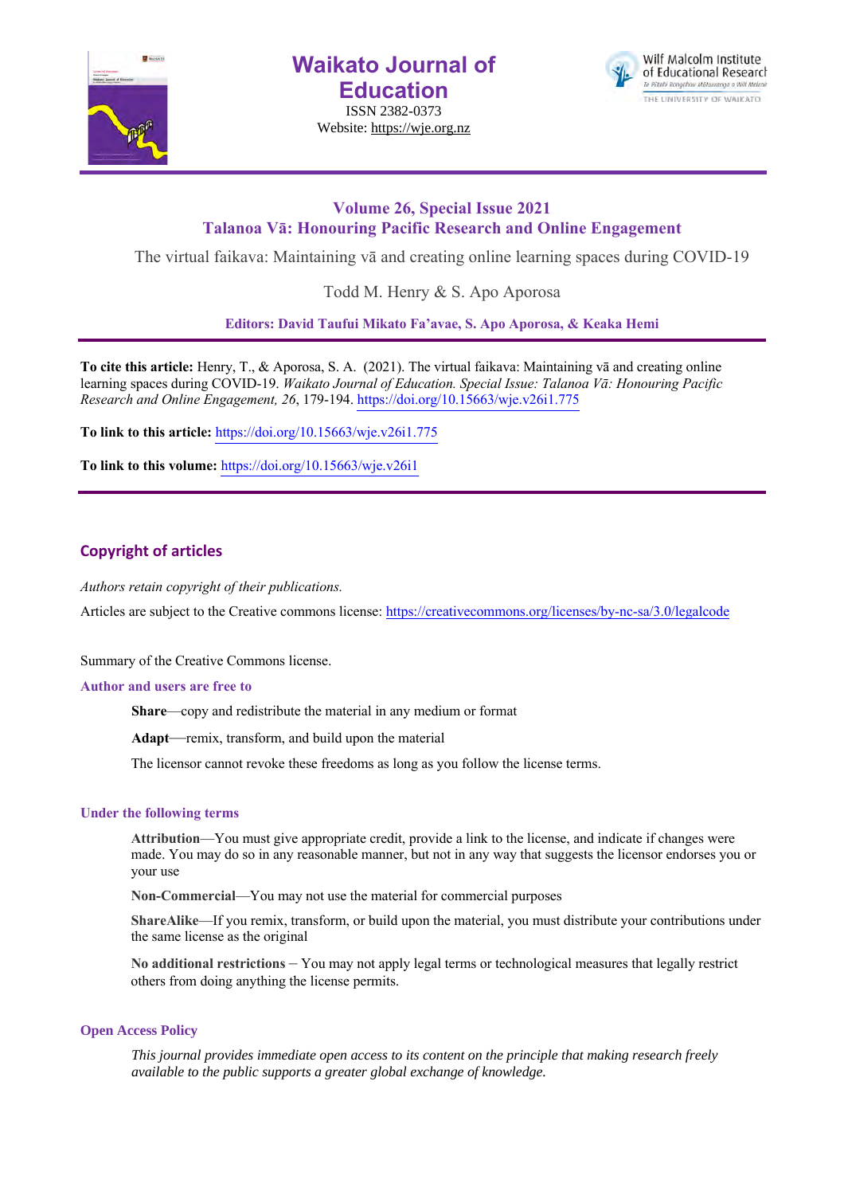# Waikato Journal of Education

ISSN 2382-0373

Website: https://wje.org.nz

## Volume 26, Special Issue 2021
## Talanoa Vā: Honouring Pacific Research and Online Engagement

The virtual faikava: Maintaining vā and creating online learning spaces during COVID-19

Todd M. Henry & S. Apo Aporosa

**Editors: David Taufui Mikato Fa'avae, S. Apo Aporosa, & Keaka Hemi**

**To cite this article:** Henry, T., & Aporosa, S. A. (2021). The virtual faikava: Maintaining vā and creating online learning spaces during COVID-19. *Waikato Journal of Education. Special Issue: Talanoa Vā: Honouring Pacific Research and Online Engagement, 26*, 179-194. https://doi.org/10.15663/wje.v26i1.775

**To link to this article:** https://doi.org/10.15663/wje.v26i1.775

**To link to this volume:** https://doi.org/10.15663/wje.v26i1

## Copyright of articles

*Authors retain copyright of their publications.*

Articles are subject to the Creative commons license: https://creativecommons.org/licenses/by-nc-sa/3.0/legalcode

Summary of the Creative Commons license.

### Author and users are free to

**Share**—copy and redistribute the material in any medium or format

**Adapt**—remix, transform, and build upon the material

The licensor cannot revoke these freedoms as long as you follow the license terms.

### Under the following terms

**Attribution**—You must give appropriate credit, provide a link to the license, and indicate if changes were made. You may do so in any reasonable manner, but not in any way that suggests the licensor endorses you or your use

**Non-Commercial**—You may not use the material for commercial purposes

**ShareAlike**—If you remix, transform, or build upon the material, you must distribute your contributions under the same license as the original

**No additional restrictions** – You may not apply legal terms or technological measures that legally restrict others from doing anything the license permits.

### Open Access Policy

*This journal provides immediate open access to its content on the principle that making research freely available to the public supports a greater global exchange of knowledge.*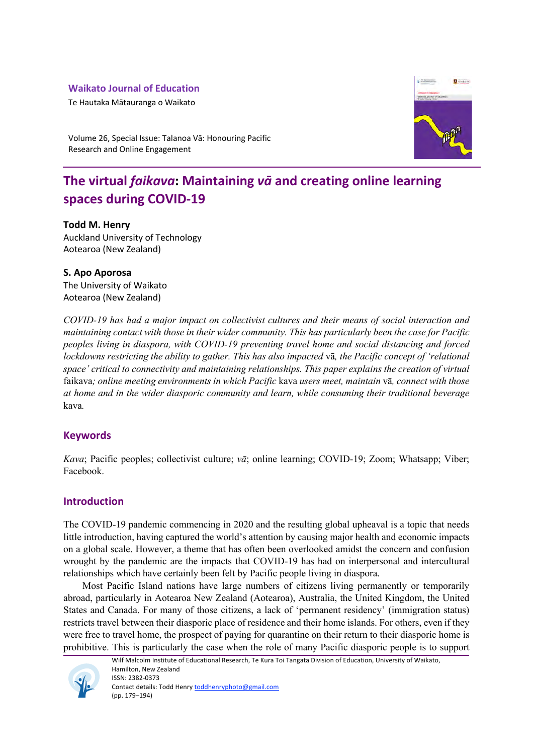Waikato Journal of Education

Te Hautaka Mātauranga o Waikato

Volume 26, Special Issue: Talanoa Vā: Honouring Pacific Research and Online Engagement

# The virtual *faikava*: Maintaining *vā* and creating online learning spaces during COVID-19

**Todd M. Henry**
Auckland University of Technology
Aotearoa (New Zealand)

**S. Apo Aporosa**
The University of Waikato
Aotearoa (New Zealand)

*COVID-19 has had a major impact on collectivist cultures and their means of social interaction and maintaining contact with those in their wider community. This has particularly been the case for Pacific peoples living in diaspora, with COVID-19 preventing travel home and social distancing and forced lockdowns restricting the ability to gather. This has also impacted* vā*, the Pacific concept of 'relational space' critical to connectivity and maintaining relationships. This paper explains the creation of virtual* faikava*; online meeting environments in which Pacific* kava *users meet, maintain* vā*, connect with those at home and in the wider diasporic community and learn, while consuming their traditional beverage* kava*.*

## Keywords

*Kava*; Pacific peoples; collectivist culture; *vā*; online learning; COVID-19; Zoom; Whatsapp; Viber; Facebook.

## Introduction

The COVID-19 pandemic commencing in 2020 and the resulting global upheaval is a topic that needs little introduction, having captured the world's attention by causing major health and economic impacts on a global scale. However, a theme that has often been overlooked amidst the concern and confusion wrought by the pandemic are the impacts that COVID-19 has had on interpersonal and intercultural relationships which have certainly been felt by Pacific people living in diaspora.

Most Pacific Island nations have large numbers of citizens living permanently or temporarily abroad, particularly in Aotearoa New Zealand (Aotearoa), Australia, the United Kingdom, the United States and Canada. For many of those citizens, a lack of 'permanent residency' (immigration status) restricts travel between their diasporic place of residence and their home islands. For others, even if they were free to travel home, the prospect of paying for quarantine on their return to their diasporic home is prohibitive. This is particularly the case when the role of many Pacific diasporic people is to support

Wilf Malcolm Institute of Educational Research, Te Kura Toi Tangata Division of Education, University of Waikato, Hamilton, New Zealand
ISSN: 2382-0373
Contact details: Todd Henry toddhenryphoto@gmail.com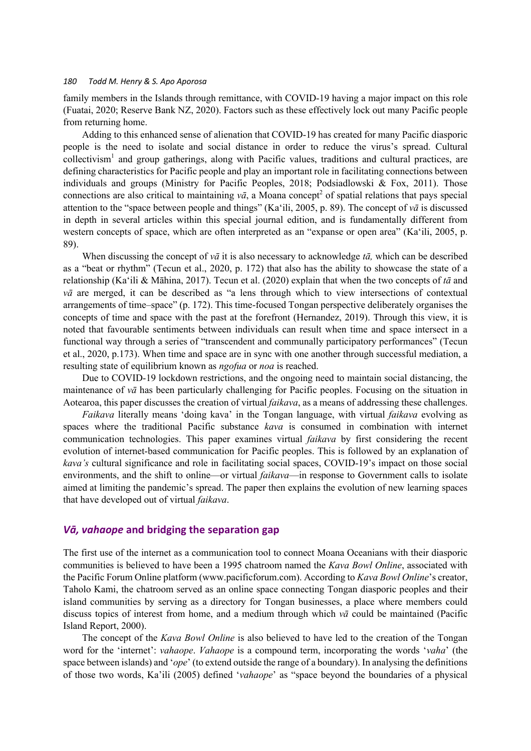family members in the Islands through remittance, with COVID-19 having a major impact on this role (Fuatai, 2020; Reserve Bank NZ, 2020). Factors such as these effectively lock out many Pacific people from returning home.

Adding to this enhanced sense of alienation that COVID-19 has created for many Pacific diasporic people is the need to isolate and social distance in order to reduce the virus's spread. Cultural collectivism[1] and group gatherings, along with Pacific values, traditions and cultural practices, are defining characteristics for Pacific people and play an important role in facilitating connections between individuals and groups (Ministry for Pacific Peoples, 2018; Podsiadlowski & Fox, 2011). Those connections are also critical to maintaining *vā*, a Moana concept[2] of spatial relations that pays special attention to the "space between people and things" (Ka'ili, 2005, p. 89). The concept of *vā* is discussed in depth in several articles within this special journal edition, and is fundamentally different from western concepts of space, which are often interpreted as an "expanse or open area" (Ka'ili, 2005, p. 89).

When discussing the concept of *vā* it is also necessary to acknowledge *tā,* which can be described as a "beat or rhythm" (Tecun et al., 2020, p. 172) that also has the ability to showcase the state of a relationship (Ka'ili & Māhina, 2017). Tecun et al. (2020) explain that when the two concepts of *tā* and *vā* are merged, it can be described as "a lens through which to view intersections of contextual arrangements of time–space" (p. 172). This time-focused Tongan perspective deliberately organises the concepts of time and space with the past at the forefront (Hernandez, 2019). Through this view, it is noted that favourable sentiments between individuals can result when time and space intersect in a functional way through a series of "transcendent and communally participatory performances" (Tecun et al., 2020, p.173). When time and space are in sync with one another through successful mediation, a resulting state of equilibrium known as *ngofua* or *noa* is reached.

Due to COVID-19 lockdown restrictions, and the ongoing need to maintain social distancing, the maintenance of *vā* has been particularly challenging for Pacific peoples. Focusing on the situation in Aotearoa, this paper discusses the creation of virtual *faikava*, as a means of addressing these challenges.

*Faikava* literally means 'doing kava' in the Tongan language, with virtual *faikava* evolving as spaces where the traditional Pacific substance *kava* is consumed in combination with internet communication technologies. This paper examines virtual *faikava* by first considering the recent evolution of internet-based communication for Pacific peoples. This is followed by an explanation of *kava's* cultural significance and role in facilitating social spaces, COVID-19's impact on those social environments, and the shift to online—or virtual *faikava*—in response to Government calls to isolate aimed at limiting the pandemic's spread. The paper then explains the evolution of new learning spaces that have developed out of virtual *faikava*.

## *Vā, vahaope* and bridging the separation gap

The first use of the internet as a communication tool to connect Moana Oceanians with their diasporic communities is believed to have been a 1995 chatroom named the *Kava Bowl Online*, associated with the Pacific Forum Online platform (www.pacificforum.com). According to *Kava Bowl Online*'s creator, Taholo Kami, the chatroom served as an online space connecting Tongan diasporic peoples and their island communities by serving as a directory for Tongan businesses, a place where members could discuss topics of interest from home, and a medium through which *vā* could be maintained (Pacific Island Report, 2000).

The concept of the *Kava Bowl Online* is also believed to have led to the creation of the Tongan word for the 'internet': *vahaope*. *Vahaope* is a compound term, incorporating the words '*vaha*' (the space between islands) and '*ope*' (to extend outside the range of a boundary). In analysing the definitions of those two words, Ka'ili (2005) defined '*vahaope*' as "space beyond the boundaries of a physical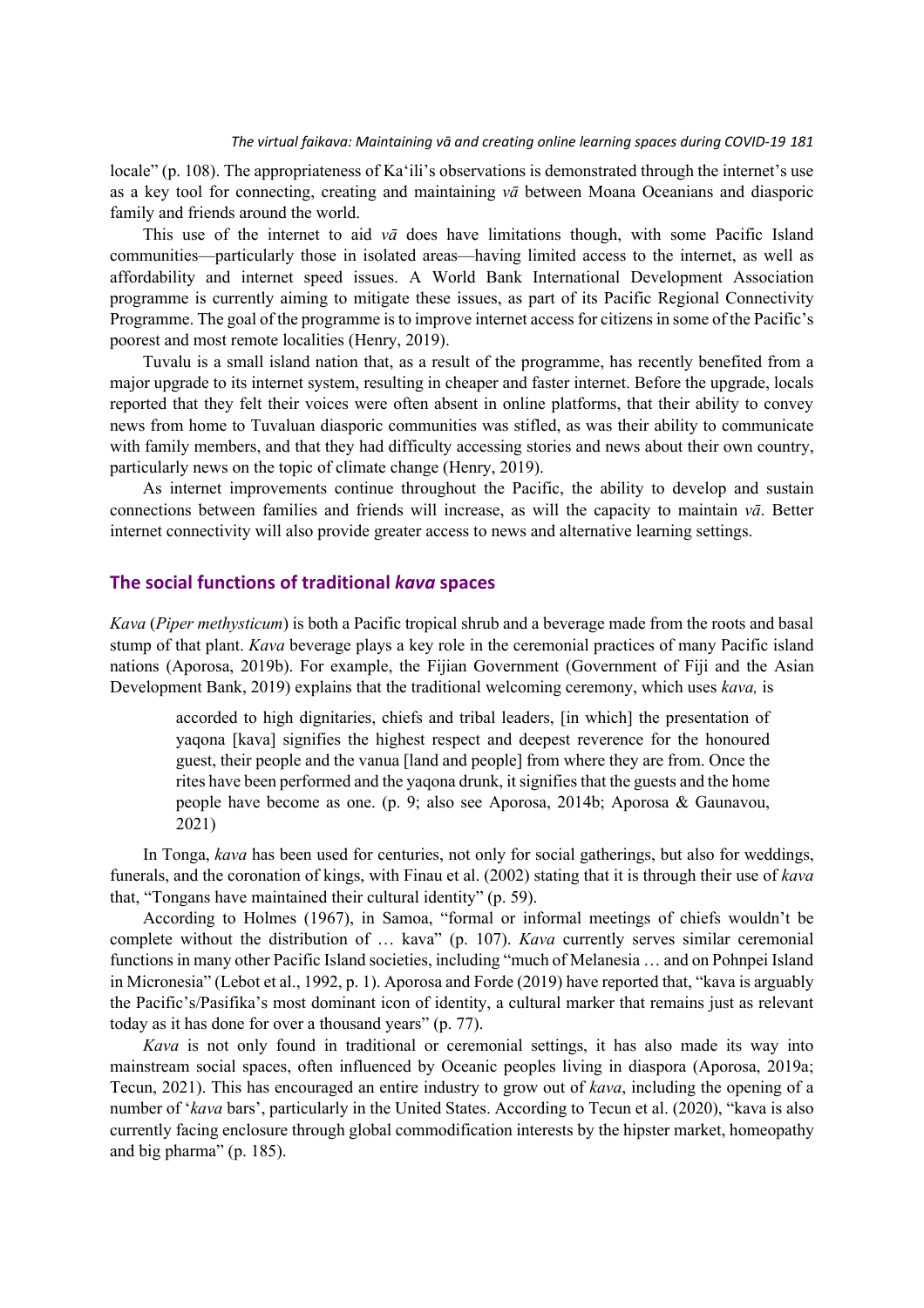locale" (p. 108). The appropriateness of Ka'ili's observations is demonstrated through the internet's use as a key tool for connecting, creating and maintaining *vā* between Moana Oceanians and diasporic family and friends around the world.

This use of the internet to aid *vā* does have limitations though, with some Pacific Island communities—particularly those in isolated areas—having limited access to the internet, as well as affordability and internet speed issues. A World Bank International Development Association programme is currently aiming to mitigate these issues, as part of its Pacific Regional Connectivity Programme. The goal of the programme is to improve internet access for citizens in some of the Pacific's poorest and most remote localities (Henry, 2019).

Tuvalu is a small island nation that, as a result of the programme, has recently benefited from a major upgrade to its internet system, resulting in cheaper and faster internet. Before the upgrade, locals reported that they felt their voices were often absent in online platforms, that their ability to convey news from home to Tuvaluan diasporic communities was stifled, as was their ability to communicate with family members, and that they had difficulty accessing stories and news about their own country, particularly news on the topic of climate change (Henry, 2019).

As internet improvements continue throughout the Pacific, the ability to develop and sustain connections between families and friends will increase, as will the capacity to maintain *vā*. Better internet connectivity will also provide greater access to news and alternative learning settings.

## The social functions of traditional *kava* spaces

*Kava* (*Piper methysticum*) is both a Pacific tropical shrub and a beverage made from the roots and basal stump of that plant. *Kava* beverage plays a key role in the ceremonial practices of many Pacific island nations (Aporosa, 2019b). For example, the Fijian Government (Government of Fiji and the Asian Development Bank, 2019) explains that the traditional welcoming ceremony, which uses *kava,* is

> accorded to high dignitaries, chiefs and tribal leaders, [in which] the presentation of yaqona [kava] signifies the highest respect and deepest reverence for the honoured guest, their people and the vanua [land and people] from where they are from. Once the rites have been performed and the yaqona drunk, it signifies that the guests and the home people have become as one. (p. 9; also see Aporosa, 2014b; Aporosa & Gaunavou, 2021)

In Tonga, *kava* has been used for centuries, not only for social gatherings, but also for weddings, funerals, and the coronation of kings, with Finau et al. (2002) stating that it is through their use of *kava* that, "Tongans have maintained their cultural identity" (p. 59).

According to Holmes (1967), in Samoa, "formal or informal meetings of chiefs wouldn't be complete without the distribution of … kava" (p. 107). *Kava* currently serves similar ceremonial functions in many other Pacific Island societies, including "much of Melanesia … and on Pohnpei Island in Micronesia" (Lebot et al., 1992, p. 1). Aporosa and Forde (2019) have reported that, "kava is arguably the Pacific's/Pasifika's most dominant icon of identity, a cultural marker that remains just as relevant today as it has done for over a thousand years" (p. 77).

*Kava* is not only found in traditional or ceremonial settings, it has also made its way into mainstream social spaces, often influenced by Oceanic peoples living in diaspora (Aporosa, 2019a; Tecun, 2021). This has encouraged an entire industry to grow out of *kava*, including the opening of a number of '*kava* bars', particularly in the United States. According to Tecun et al. (2020), "kava is also currently facing enclosure through global commodification interests by the hipster market, homeopathy and big pharma" (p. 185).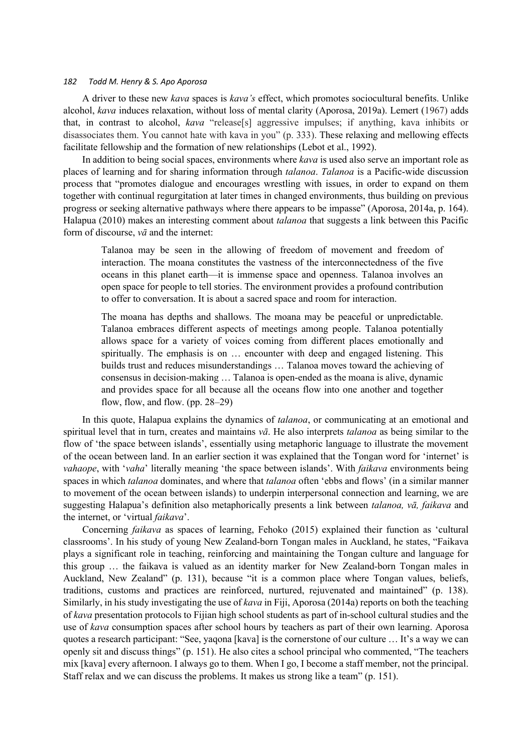A driver to these new *kava* spaces is *kava's* effect, which promotes sociocultural benefits. Unlike alcohol, *kava* induces relaxation, without loss of mental clarity (Aporosa, 2019a). Lemert (1967) adds that, in contrast to alcohol, *kava* "release[s] aggressive impulses; if anything, kava inhibits or disassociates them. You cannot hate with kava in you" (p. 333). These relaxing and mellowing effects facilitate fellowship and the formation of new relationships (Lebot et al., 1992).

In addition to being social spaces, environments where *kava* is used also serve an important role as places of learning and for sharing information through *talanoa*. *Talanoa* is a Pacific-wide discussion process that "promotes dialogue and encourages wrestling with issues, in order to expand on them together with continual regurgitation at later times in changed environments, thus building on previous progress or seeking alternative pathways where there appears to be impasse" (Aporosa, 2014a, p. 164). Halapua (2010) makes an interesting comment about *talanoa* that suggests a link between this Pacific form of discourse, *vā* and the internet:

> Talanoa may be seen in the allowing of freedom of movement and freedom of interaction. The moana constitutes the vastness of the interconnectedness of the five oceans in this planet earth—it is immense space and openness. Talanoa involves an open space for people to tell stories. The environment provides a profound contribution to offer to conversation. It is about a sacred space and room for interaction.
>
> The moana has depths and shallows. The moana may be peaceful or unpredictable. Talanoa embraces different aspects of meetings among people. Talanoa potentially allows space for a variety of voices coming from different places emotionally and spiritually. The emphasis is on … encounter with deep and engaged listening. This builds trust and reduces misunderstandings … Talanoa moves toward the achieving of consensus in decision-making … Talanoa is open-ended as the moana is alive, dynamic and provides space for all because all the oceans flow into one another and together flow, flow, and flow. (pp. 28–29)

In this quote, Halapua explains the dynamics of *talanoa*, or communicating at an emotional and spiritual level that in turn, creates and maintains *vā*. He also interprets *talanoa* as being similar to the flow of 'the space between islands', essentially using metaphoric language to illustrate the movement of the ocean between land. In an earlier section it was explained that the Tongan word for 'internet' is *vahaope*, with '*vaha*' literally meaning 'the space between islands'. With *faikava* environments being spaces in which *talanoa* dominates, and where that *talanoa* often 'ebbs and flows' (in a similar manner to movement of the ocean between islands) to underpin interpersonal connection and learning, we are suggesting Halapua's definition also metaphorically presents a link between *talanoa, vā, faikava* and the internet, or 'virtual *faikava*'.

Concerning *faikava* as spaces of learning, Fehoko (2015) explained their function as 'cultural classrooms'. In his study of young New Zealand-born Tongan males in Auckland, he states, "Faikava plays a significant role in teaching, reinforcing and maintaining the Tongan culture and language for this group … the faikava is valued as an identity marker for New Zealand-born Tongan males in Auckland, New Zealand" (p. 131), because "it is a common place where Tongan values, beliefs, traditions, customs and practices are reinforced, nurtured, rejuvenated and maintained" (p. 138). Similarly, in his study investigating the use of *kava* in Fiji, Aporosa (2014a) reports on both the teaching of *kava* presentation protocols to Fijian high school students as part of in-school cultural studies and the use of *kava* consumption spaces after school hours by teachers as part of their own learning. Aporosa quotes a research participant: "See, yaqona [kava] is the cornerstone of our culture … It's a way we can openly sit and discuss things" (p. 151). He also cites a school principal who commented, "The teachers mix [kava] every afternoon. I always go to them. When I go, I become a staff member, not the principal. Staff relax and we can discuss the problems. It makes us strong like a team" (p. 151).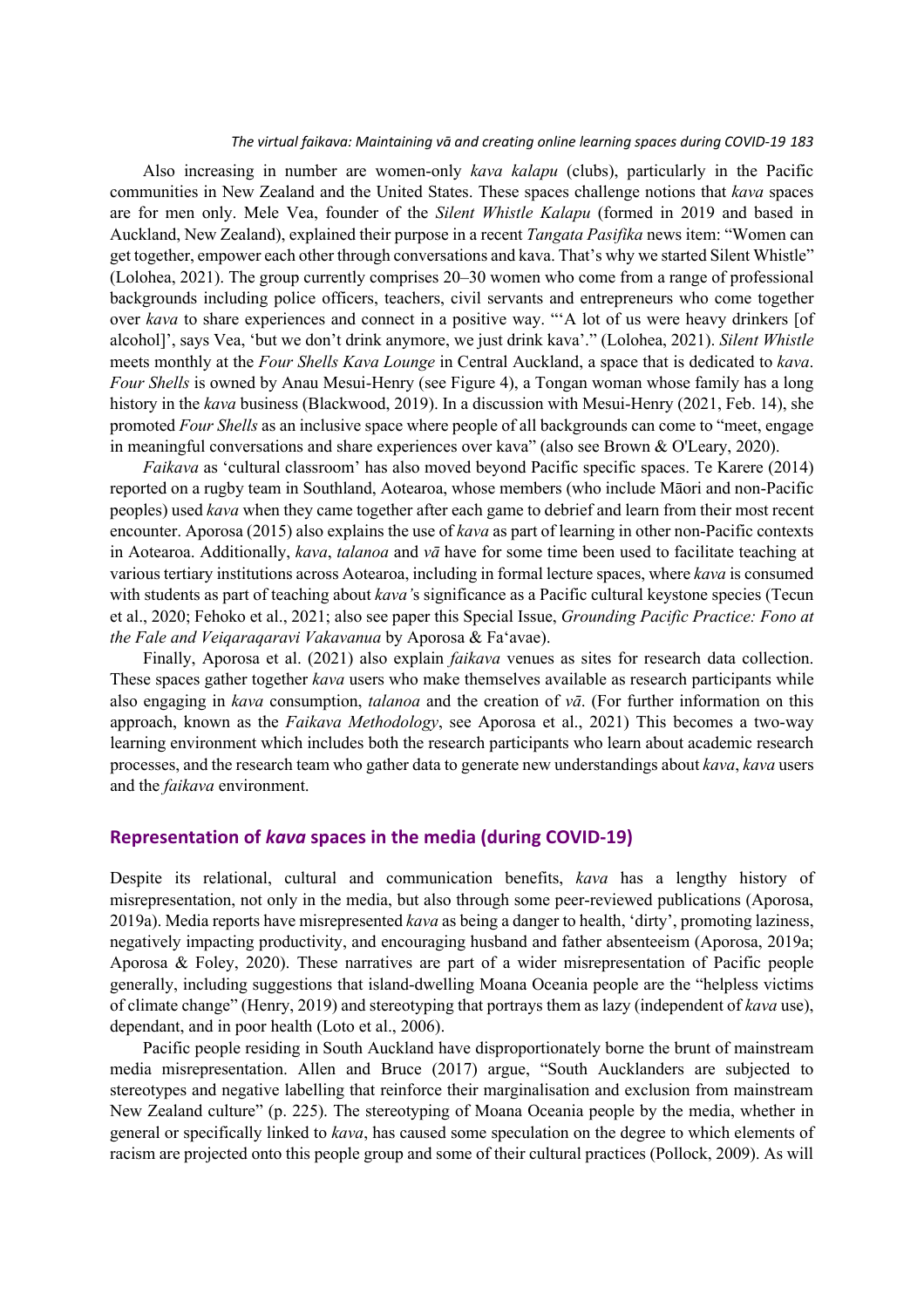Also increasing in number are women-only *kava kalapu* (clubs), particularly in the Pacific communities in New Zealand and the United States. These spaces challenge notions that *kava* spaces are for men only. Mele Vea, founder of the *Silent Whistle Kalapu* (formed in 2019 and based in Auckland, New Zealand), explained their purpose in a recent *Tangata Pasifika* news item: "Women can get together, empower each other through conversations and kava. That's why we started Silent Whistle" (Lolohea, 2021). The group currently comprises 20–30 women who come from a range of professional backgrounds including police officers, teachers, civil servants and entrepreneurs who come together over *kava* to share experiences and connect in a positive way. "'A lot of us were heavy drinkers [of alcohol]', says Vea, 'but we don't drink anymore, we just drink kava'." (Lolohea, 2021). *Silent Whistle* meets monthly at the *Four Shells Kava Lounge* in Central Auckland, a space that is dedicated to *kava*. *Four Shells* is owned by Anau Mesui-Henry (see Figure 4), a Tongan woman whose family has a long history in the *kava* business (Blackwood, 2019). In a discussion with Mesui-Henry (2021, Feb. 14), she promoted *Four Shells* as an inclusive space where people of all backgrounds can come to "meet, engage in meaningful conversations and share experiences over kava" (also see Brown & O'Leary, 2020).

*Faikava* as 'cultural classroom' has also moved beyond Pacific specific spaces. Te Karere (2014) reported on a rugby team in Southland, Aotearoa, whose members (who include Māori and non-Pacific peoples) used *kava* when they came together after each game to debrief and learn from their most recent encounter. Aporosa (2015) also explains the use of *kava* as part of learning in other non-Pacific contexts in Aotearoa. Additionally, *kava*, *talanoa* and *vā* have for some time been used to facilitate teaching at various tertiary institutions across Aotearoa, including in formal lecture spaces, where *kava* is consumed with students as part of teaching about *kava's* significance as a Pacific cultural keystone species (Tecun et al., 2020; Fehoko et al., 2021; also see paper this Special Issue, *Grounding Pacific Practice: Fono at the Fale and Veiqaraqaravi Vakavanua* by Aporosa & Fa'avae).

Finally, Aporosa et al. (2021) also explain *faikava* venues as sites for research data collection. These spaces gather together *kava* users who make themselves available as research participants while also engaging in *kava* consumption, *talanoa* and the creation of *vā*. (For further information on this approach, known as the *Faikava Methodology*, see Aporosa et al., 2021) This becomes a two-way learning environment which includes both the research participants who learn about academic research processes, and the research team who gather data to generate new understandings about *kava*, *kava* users and the *faikava* environment.

## Representation of *kava* spaces in the media (during COVID-19)

Despite its relational, cultural and communication benefits, *kava* has a lengthy history of misrepresentation, not only in the media, but also through some peer-reviewed publications (Aporosa, 2019a). Media reports have misrepresented *kava* as being a danger to health, 'dirty', promoting laziness, negatively impacting productivity, and encouraging husband and father absenteeism (Aporosa, 2019a; Aporosa & Foley, 2020). These narratives are part of a wider misrepresentation of Pacific people generally, including suggestions that island-dwelling Moana Oceania people are the "helpless victims of climate change" (Henry, 2019) and stereotyping that portrays them as lazy (independent of *kava* use), dependant, and in poor health (Loto et al., 2006).

Pacific people residing in South Auckland have disproportionately borne the brunt of mainstream media misrepresentation. Allen and Bruce (2017) argue, "South Aucklanders are subjected to stereotypes and negative labelling that reinforce their marginalisation and exclusion from mainstream New Zealand culture" (p. 225). The stereotyping of Moana Oceania people by the media, whether in general or specifically linked to *kava*, has caused some speculation on the degree to which elements of racism are projected onto this people group and some of their cultural practices (Pollock, 2009). As will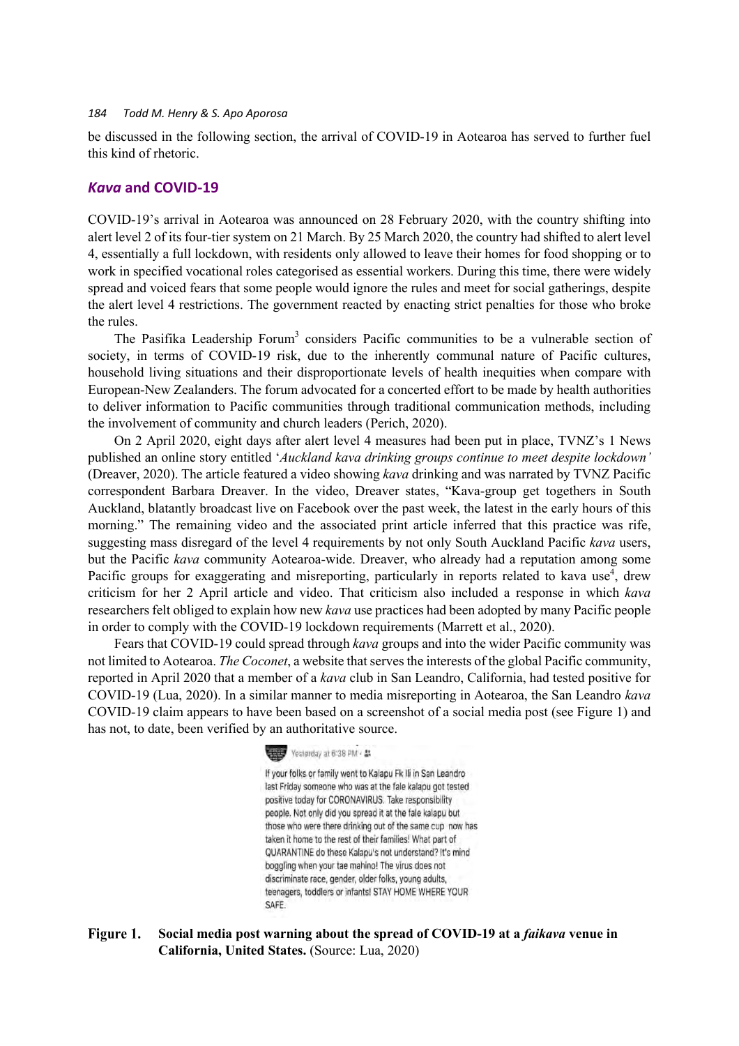be discussed in the following section, the arrival of COVID-19 in Aotearoa has served to further fuel this kind of rhetoric.

## *Kava* and COVID-19

COVID-19's arrival in Aotearoa was announced on 28 February 2020, with the country shifting into alert level 2 of its four-tier system on 21 March. By 25 March 2020, the country had shifted to alert level 4, essentially a full lockdown, with residents only allowed to leave their homes for food shopping or to work in specified vocational roles categorised as essential workers. During this time, there were widely spread and voiced fears that some people would ignore the rules and meet for social gatherings, despite the alert level 4 restrictions. The government reacted by enacting strict penalties for those who broke the rules.

The Pasifika Leadership Forum[3] considers Pacific communities to be a vulnerable section of society, in terms of COVID-19 risk, due to the inherently communal nature of Pacific cultures, household living situations and their disproportionate levels of health inequities when compare with European-New Zealanders. The forum advocated for a concerted effort to be made by health authorities to deliver information to Pacific communities through traditional communication methods, including the involvement of community and church leaders (Perich, 2020).

On 2 April 2020, eight days after alert level 4 measures had been put in place, TVNZ's 1 News published an online story entitled '*Auckland kava drinking groups continue to meet despite lockdown'* (Dreaver, 2020). The article featured a video showing *kava* drinking and was narrated by TVNZ Pacific correspondent Barbara Dreaver. In the video, Dreaver states, "Kava-group get togethers in South Auckland, blatantly broadcast live on Facebook over the past week, the latest in the early hours of this morning." The remaining video and the associated print article inferred that this practice was rife, suggesting mass disregard of the level 4 requirements by not only South Auckland Pacific *kava* users, but the Pacific *kava* community Aotearoa-wide. Dreaver, who already had a reputation among some Pacific groups for exaggerating and misreporting, particularly in reports related to kava use[4], drew criticism for her 2 April article and video. That criticism also included a response in which *kava* researchers felt obliged to explain how new *kava* use practices had been adopted by many Pacific people in order to comply with the COVID-19 lockdown requirements (Marrett et al., 2020).

Fears that COVID-19 could spread through *kava* groups and into the wider Pacific community was not limited to Aotearoa. *The Coconet*, a website that serves the interests of the global Pacific community, reported in April 2020 that a member of a *kava* club in San Leandro, California, had tested positive for COVID-19 (Lua, 2020). In a similar manner to media misreporting in Aotearoa, the San Leandro *kava* COVID-19 claim appears to have been based on a screenshot of a social media post (see Figure 1) and has not, to date, been verified by an authoritative source.

> Yesterday at 6:38 PM
>
> If your folks or family went to Kalapu Fk Ili in San Leandro last Friday someone who was at the fale kalapu got tested positive today for CORONAVIRUS. Take responsibility people. Not only did you spread it at the fale kalapu but those who were there drinking out of the same cup now has taken it home to the rest of their families! What part of QUARANTINE do these Kalapu's not understand? It's mind boggling when your tae mahino! The virus does not discriminate race, gender, older folks, young adults, teenagers, toddlers or infants! STAY HOME WHERE YOUR SAFE.

**Figure 1. Social media post warning about the spread of COVID-19 at a *faikava* venue in California, United States.** (Source: Lua, 2020)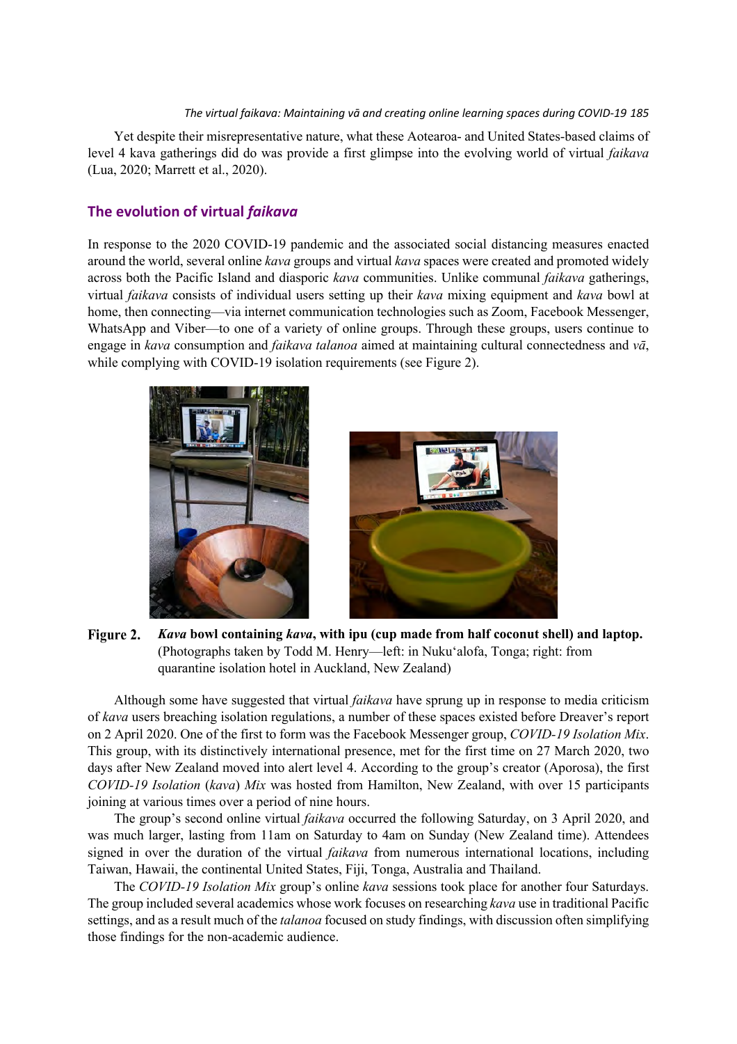Yet despite their misrepresentative nature, what these Aotearoa- and United States-based claims of level 4 kava gatherings did do was provide a first glimpse into the evolving world of virtual *faikava* (Lua, 2020; Marrett et al., 2020).

## The evolution of virtual *faikava*

In response to the 2020 COVID-19 pandemic and the associated social distancing measures enacted around the world, several online *kava* groups and virtual *kava* spaces were created and promoted widely across both the Pacific Island and diasporic *kava* communities. Unlike communal *faikava* gatherings, virtual *faikava* consists of individual users setting up their *kava* mixing equipment and *kava* bowl at home, then connecting—via internet communication technologies such as Zoom, Facebook Messenger, WhatsApp and Viber—to one of a variety of online groups. Through these groups, users continue to engage in *kava* consumption and *faikava talanoa* aimed at maintaining cultural connectedness and *vā*, while complying with COVID-19 isolation requirements (see Figure 2).

**Figure 2.** ***Kava* bowl containing *kava*, with ipu (cup made from half coconut shell) and laptop.** (Photographs taken by Todd M. Henry—left: in Nuku'alofa, Tonga; right: from quarantine isolation hotel in Auckland, New Zealand)

Although some have suggested that virtual *faikava* have sprung up in response to media criticism of *kava* users breaching isolation regulations, a number of these spaces existed before Dreaver's report on 2 April 2020. One of the first to form was the Facebook Messenger group, *COVID-19 Isolation Mix*. This group, with its distinctively international presence, met for the first time on 27 March 2020, two days after New Zealand moved into alert level 4. According to the group's creator (Aporosa), the first *COVID-19 Isolation* (*kava*) *Mix* was hosted from Hamilton, New Zealand, with over 15 participants joining at various times over a period of nine hours.

The group's second online virtual *faikava* occurred the following Saturday, on 3 April 2020, and was much larger, lasting from 11am on Saturday to 4am on Sunday (New Zealand time). Attendees signed in over the duration of the virtual *faikava* from numerous international locations, including Taiwan, Hawaii, the continental United States, Fiji, Tonga, Australia and Thailand.

The *COVID-19 Isolation Mix* group's online *kava* sessions took place for another four Saturdays. The group included several academics whose work focuses on researching *kava* use in traditional Pacific settings, and as a result much of the *talanoa* focused on study findings, with discussion often simplifying those findings for the non-academic audience.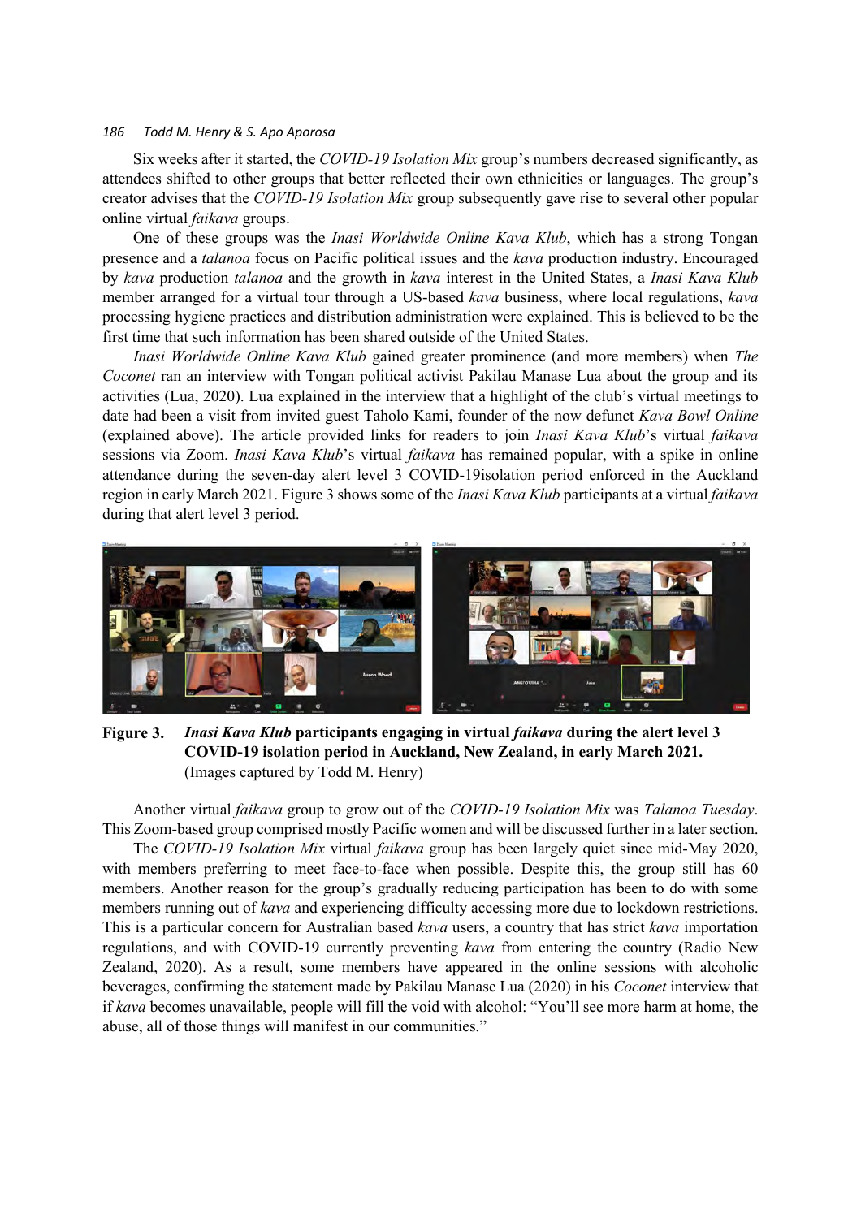Six weeks after it started, the *COVID-19 Isolation Mix* group's numbers decreased significantly, as attendees shifted to other groups that better reflected their own ethnicities or languages. The group's creator advises that the *COVID-19 Isolation Mix* group subsequently gave rise to several other popular online virtual *faikava* groups.

One of these groups was the *Inasi Worldwide Online Kava Klub*, which has a strong Tongan presence and a *talanoa* focus on Pacific political issues and the *kava* production industry. Encouraged by *kava* production *talanoa* and the growth in *kava* interest in the United States, a *Inasi Kava Klub* member arranged for a virtual tour through a US-based *kava* business, where local regulations, *kava* processing hygiene practices and distribution administration were explained. This is believed to be the first time that such information has been shared outside of the United States.

*Inasi Worldwide Online Kava Klub* gained greater prominence (and more members) when *The Coconet* ran an interview with Tongan political activist Pakilau Manase Lua about the group and its activities (Lua, 2020). Lua explained in the interview that a highlight of the club's virtual meetings to date had been a visit from invited guest Taholo Kami, founder of the now defunct *Kava Bowl Online* (explained above). The article provided links for readers to join *Inasi Kava Klub*'s virtual *faikava* sessions via Zoom. *Inasi Kava Klub*'s virtual *faikava* has remained popular, with a spike in online attendance during the seven-day alert level 3 COVID-19isolation period enforced in the Auckland region in early March 2021. Figure 3 shows some of the *Inasi Kava Klub* participants at a virtual *faikava* during that alert level 3 period.

**Figure 3.** ***Inasi Kava Klub* participants engaging in virtual *faikava* during the alert level 3 COVID-19 isolation period in Auckland, New Zealand, in early March 2021.** (Images captured by Todd M. Henry)

Another virtual *faikava* group to grow out of the *COVID-19 Isolation Mix* was *Talanoa Tuesday*. This Zoom-based group comprised mostly Pacific women and will be discussed further in a later section.

The *COVID-19 Isolation Mix* virtual *faikava* group has been largely quiet since mid-May 2020, with members preferring to meet face-to-face when possible. Despite this, the group still has 60 members. Another reason for the group's gradually reducing participation has been to do with some members running out of *kava* and experiencing difficulty accessing more due to lockdown restrictions. This is a particular concern for Australian based *kava* users, a country that has strict *kava* importation regulations, and with COVID-19 currently preventing *kava* from entering the country (Radio New Zealand, 2020). As a result, some members have appeared in the online sessions with alcoholic beverages, confirming the statement made by Pakilau Manase Lua (2020) in his *Coconet* interview that if *kava* becomes unavailable, people will fill the void with alcohol: "You'll see more harm at home, the abuse, all of those things will manifest in our communities."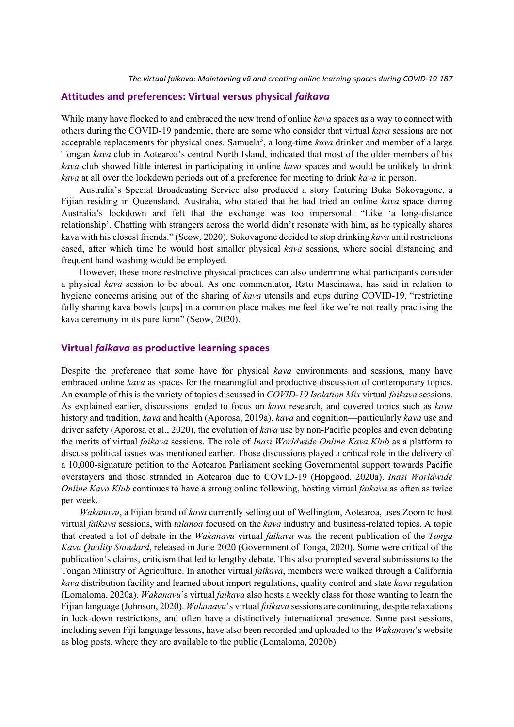## Attitudes and preferences: Virtual versus physical *faikava*

While many have flocked to and embraced the new trend of online *kava* spaces as a way to connect with others during the COVID-19 pandemic, there are some who consider that virtual *kava* sessions are not acceptable replacements for physical ones. Samuela[5], a long-time *kava* drinker and member of a large Tongan *kava* club in Aotearoa's central North Island, indicated that most of the older members of his *kava* club showed little interest in participating in online *kava* spaces and would be unlikely to drink *kava* at all over the lockdown periods out of a preference for meeting to drink *kava* in person.

Australia's Special Broadcasting Service also produced a story featuring Buka Sokovagone, a Fijian residing in Queensland, Australia, who stated that he had tried an online *kava* space during Australia's lockdown and felt that the exchange was too impersonal: "Like 'a long-distance relationship'. Chatting with strangers across the world didn't resonate with him, as he typically shares kava with his closest friends." (Seow, 2020). Sokovagone decided to stop drinking *kava* until restrictions eased, after which time he would host smaller physical *kava* sessions, where social distancing and frequent hand washing would be employed.

However, these more restrictive physical practices can also undermine what participants consider a physical *kava* session to be about. As one commentator, Ratu Maseinawa, has said in relation to hygiene concerns arising out of the sharing of *kava* utensils and cups during COVID-19, "restricting fully sharing kava bowls [cups] in a common place makes me feel like we're not really practising the kava ceremony in its pure form" (Seow, 2020).

## Virtual *faikava* as productive learning spaces

Despite the preference that some have for physical *kava* environments and sessions, many have embraced online *kava* as spaces for the meaningful and productive discussion of contemporary topics. An example of this is the variety of topics discussed in *COVID-19 Isolation Mix* virtual *faikava* sessions. As explained earlier, discussions tended to focus on *kava* research, and covered topics such as *kava* history and tradition, *kava* and health (Aporosa, 2019a), *kava* and cognition—particularly *kava* use and driver safety (Aporosa et al., 2020), the evolution of *kava* use by non-Pacific peoples and even debating the merits of virtual *faikava* sessions. The role of *Inasi Worldwide Online Kava Klub* as a platform to discuss political issues was mentioned earlier. Those discussions played a critical role in the delivery of a 10,000-signature petition to the Aotearoa Parliament seeking Governmental support towards Pacific overstayers and those stranded in Aotearoa due to COVID-19 (Hopgood, 2020a). *Inasi Worldwide Online Kava Klub* continues to have a strong online following, hosting virtual *faikava* as often as twice per week.

*Wakanavu*, a Fijian brand of *kava* currently selling out of Wellington, Aotearoa, uses Zoom to host virtual *faikava* sessions, with *talanoa* focused on the *kava* industry and business-related topics. A topic that created a lot of debate in the *Wakanavu* virtual *faikava* was the recent publication of the *Tonga Kava Quality Standard*, released in June 2020 (Government of Tonga, 2020). Some were critical of the publication's claims, criticism that led to lengthy debate. This also prompted several submissions to the Tongan Ministry of Agriculture. In another virtual *faikava*, members were walked through a California *kava* distribution facility and learned about import regulations, quality control and state *kava* regulation (Lomaloma, 2020a). *Wakanavu*'s virtual *faikava* also hosts a weekly class for those wanting to learn the Fijian language (Johnson, 2020). *Wakanavu*'s virtual *faikava* sessions are continuing, despite relaxations in lock-down restrictions, and often have a distinctively international presence. Some past sessions, including seven Fiji language lessons, have also been recorded and uploaded to the *Wakanavu*'s website as blog posts, where they are available to the public (Lomaloma, 2020b).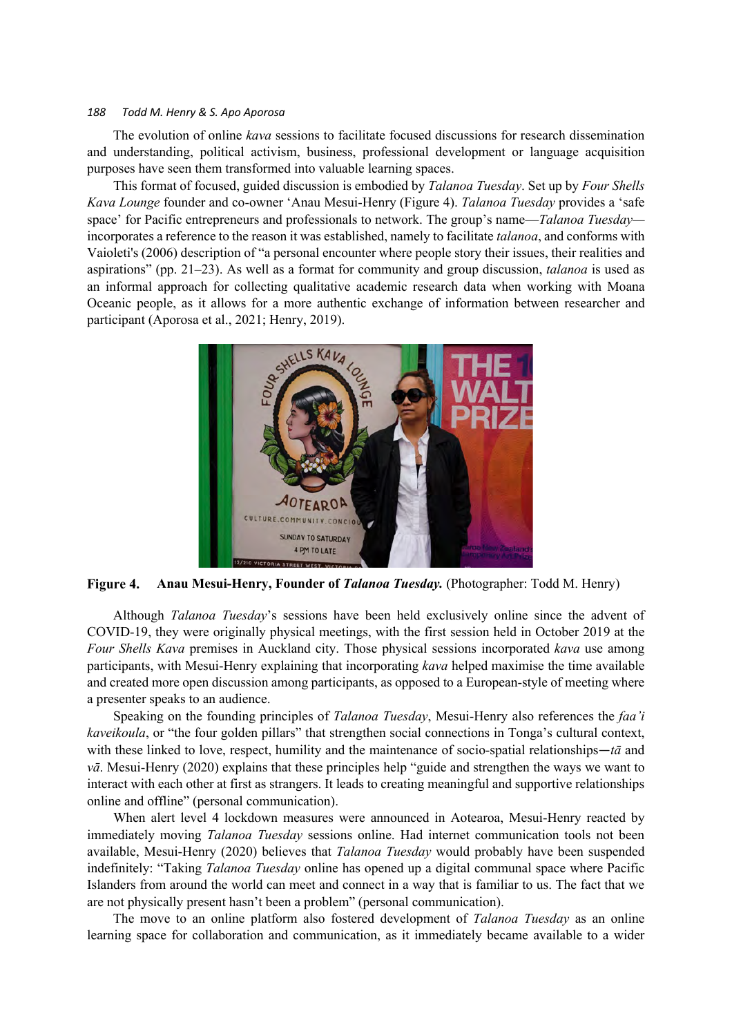The evolution of online *kava* sessions to facilitate focused discussions for research dissemination and understanding, political activism, business, professional development or language acquisition purposes have seen them transformed into valuable learning spaces.

This format of focused, guided discussion is embodied by *Talanoa Tuesday*. Set up by *Four Shells Kava Lounge* founder and co-owner 'Anau Mesui-Henry (Figure 4). *Talanoa Tuesday* provides a 'safe space' for Pacific entrepreneurs and professionals to network. The group's name—*Talanoa Tuesday*—incorporates a reference to the reason it was established, namely to facilitate *talanoa*, and conforms with Vaioleti's (2006) description of "a personal encounter where people story their issues, their realities and aspirations" (pp. 21–23). As well as a format for community and group discussion, *talanoa* is used as an informal approach for collecting qualitative academic research data when working with Moana Oceanic people, as it allows for a more authentic exchange of information between researcher and participant (Aporosa et al., 2021; Henry, 2019).

**Figure 4.** **Anau Mesui-Henry, Founder of *Talanoa Tuesday.*** (Photographer: Todd M. Henry)

Although *Talanoa Tuesday*'s sessions have been held exclusively online since the advent of COVID-19, they were originally physical meetings, with the first session held in October 2019 at the *Four Shells Kava* premises in Auckland city. Those physical sessions incorporated *kava* use among participants, with Mesui-Henry explaining that incorporating *kava* helped maximise the time available and created more open discussion among participants, as opposed to a European-style of meeting where a presenter speaks to an audience.

Speaking on the founding principles of *Talanoa Tuesday*, Mesui-Henry also references the *faa'i kaveikoula*, or "the four golden pillars" that strengthen social connections in Tonga's cultural context, with these linked to love, respect, humility and the maintenance of socio-spatial relationships—*tā* and *vā*. Mesui-Henry (2020) explains that these principles help "guide and strengthen the ways we want to interact with each other at first as strangers. It leads to creating meaningful and supportive relationships online and offline" (personal communication).

When alert level 4 lockdown measures were announced in Aotearoa, Mesui-Henry reacted by immediately moving *Talanoa Tuesday* sessions online. Had internet communication tools not been available, Mesui-Henry (2020) believes that *Talanoa Tuesday* would probably have been suspended indefinitely: "Taking *Talanoa Tuesday* online has opened up a digital communal space where Pacific Islanders from around the world can meet and connect in a way that is familiar to us. The fact that we are not physically present hasn't been a problem" (personal communication).

The move to an online platform also fostered development of *Talanoa Tuesday* as an online learning space for collaboration and communication, as it immediately became available to a wider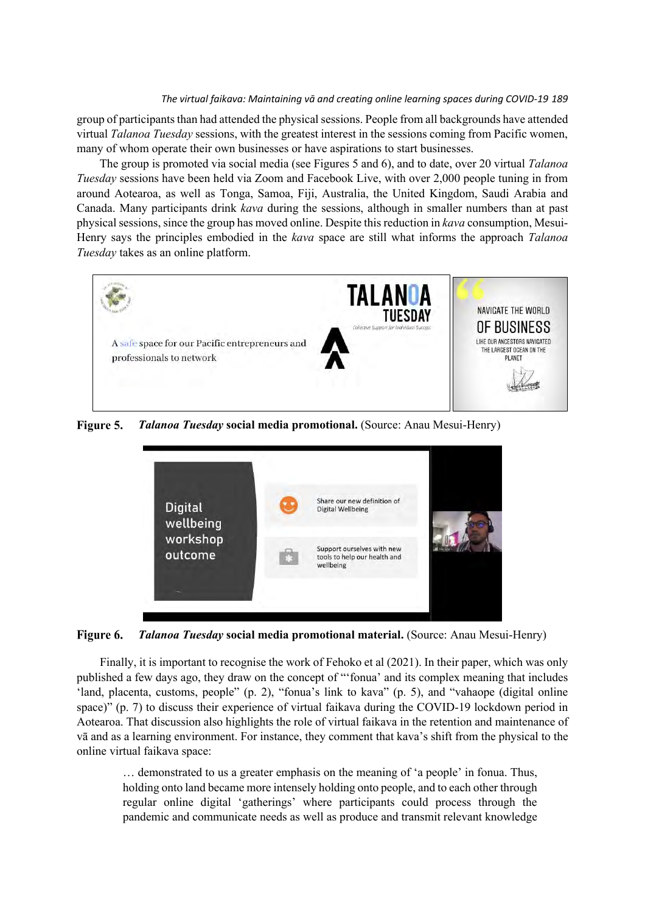group of participants than had attended the physical sessions. People from all backgrounds have attended virtual *Talanoa Tuesday* sessions, with the greatest interest in the sessions coming from Pacific women, many of whom operate their own businesses or have aspirations to start businesses.

The group is promoted via social media (see Figures 5 and 6), and to date, over 20 virtual *Talanoa Tuesday* sessions have been held via Zoom and Facebook Live, with over 2,000 people tuning in from around Aotearoa, as well as Tonga, Samoa, Fiji, Australia, the United Kingdom, Saudi Arabia and Canada. Many participants drink *kava* during the sessions, although in smaller numbers than at past physical sessions, since the group has moved online. Despite this reduction in *kava* consumption, Mesui-Henry says the principles embodied in the *kava* space are still what informs the approach *Talanoa Tuesday* takes as an online platform.

**Figure 5.** ***Talanoa Tuesday* social media promotional.** (Source: Anau Mesui-Henry)

**Figure 6.** ***Talanoa Tuesday* social media promotional material.** (Source: Anau Mesui-Henry)

Finally, it is important to recognise the work of Fehoko et al (2021). In their paper, which was only published a few days ago, they draw on the concept of "'fonua' and its complex meaning that includes 'land, placenta, customs, people" (p. 2), "fonua's link to kava" (p. 5), and "vahaope (digital online space)" (p. 7) to discuss their experience of virtual faikava during the COVID-19 lockdown period in Aotearoa. That discussion also highlights the role of virtual faikava in the retention and maintenance of vā and as a learning environment. For instance, they comment that kava's shift from the physical to the online virtual faikava space:

> … demonstrated to us a greater emphasis on the meaning of 'a people' in fonua. Thus, holding onto land became more intensely holding onto people, and to each other through regular online digital 'gatherings' where participants could process through the pandemic and communicate needs as well as produce and transmit relevant knowledge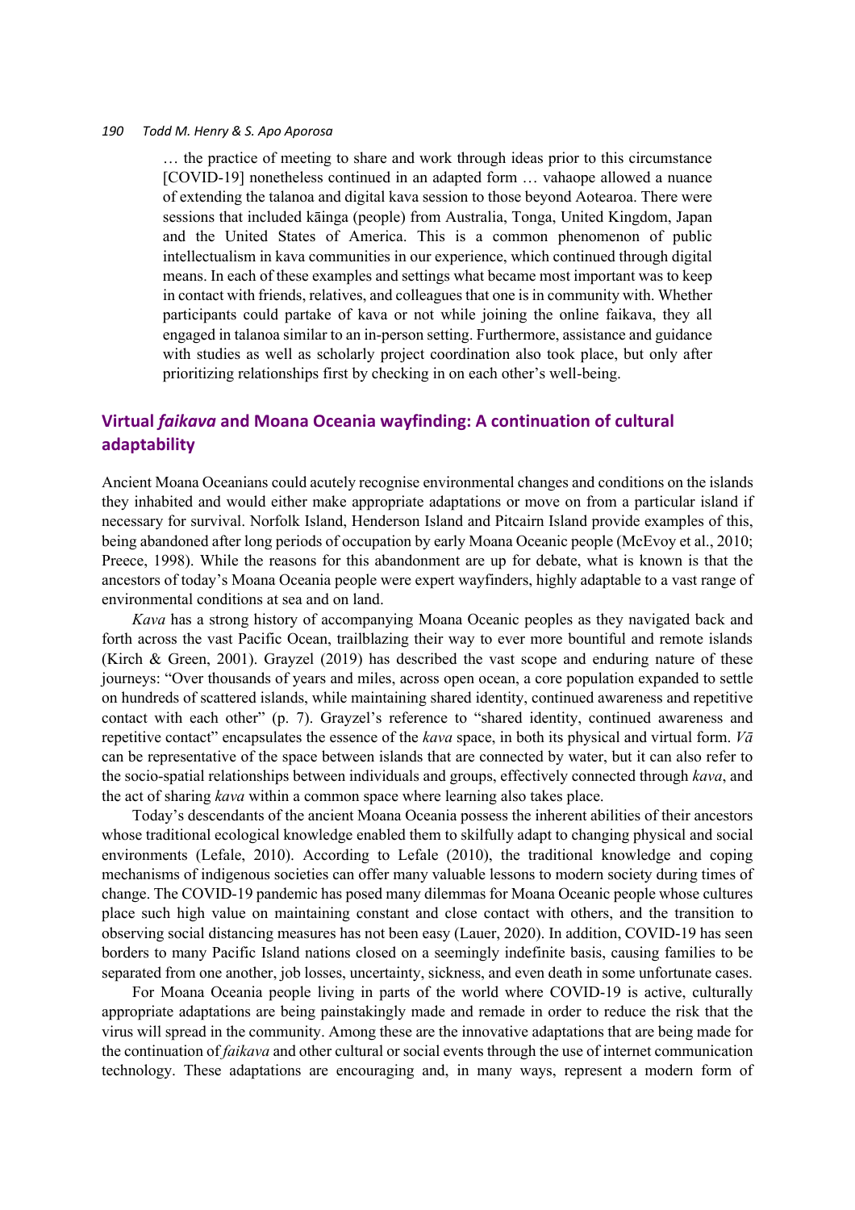> … the practice of meeting to share and work through ideas prior to this circumstance [COVID-19] nonetheless continued in an adapted form … vahaope allowed a nuance of extending the talanoa and digital kava session to those beyond Aotearoa. There were sessions that included kāinga (people) from Australia, Tonga, United Kingdom, Japan and the United States of America. This is a common phenomenon of public intellectualism in kava communities in our experience, which continued through digital means. In each of these examples and settings what became most important was to keep in contact with friends, relatives, and colleagues that one is in community with. Whether participants could partake of kava or not while joining the online faikava, they all engaged in talanoa similar to an in-person setting. Furthermore, assistance and guidance with studies as well as scholarly project coordination also took place, but only after prioritizing relationships first by checking in on each other's well-being.

## Virtual *faikava* and Moana Oceania wayfinding: A continuation of cultural adaptability

Ancient Moana Oceanians could acutely recognise environmental changes and conditions on the islands they inhabited and would either make appropriate adaptations or move on from a particular island if necessary for survival. Norfolk Island, Henderson Island and Pitcairn Island provide examples of this, being abandoned after long periods of occupation by early Moana Oceanic people (McEvoy et al., 2010; Preece, 1998). While the reasons for this abandonment are up for debate, what is known is that the ancestors of today's Moana Oceania people were expert wayfinders, highly adaptable to a vast range of environmental conditions at sea and on land.

*Kava* has a strong history of accompanying Moana Oceanic peoples as they navigated back and forth across the vast Pacific Ocean, trailblazing their way to ever more bountiful and remote islands (Kirch & Green, 2001). Grayzel (2019) has described the vast scope and enduring nature of these journeys: "Over thousands of years and miles, across open ocean, a core population expanded to settle on hundreds of scattered islands, while maintaining shared identity, continued awareness and repetitive contact with each other" (p. 7). Grayzel's reference to "shared identity, continued awareness and repetitive contact" encapsulates the essence of the *kava* space, in both its physical and virtual form. *Vā* can be representative of the space between islands that are connected by water, but it can also refer to the socio-spatial relationships between individuals and groups, effectively connected through *kava*, and the act of sharing *kava* within a common space where learning also takes place.

Today's descendants of the ancient Moana Oceania possess the inherent abilities of their ancestors whose traditional ecological knowledge enabled them to skilfully adapt to changing physical and social environments (Lefale, 2010). According to Lefale (2010), the traditional knowledge and coping mechanisms of indigenous societies can offer many valuable lessons to modern society during times of change. The COVID-19 pandemic has posed many dilemmas for Moana Oceanic people whose cultures place such high value on maintaining constant and close contact with others, and the transition to observing social distancing measures has not been easy (Lauer, 2020). In addition, COVID-19 has seen borders to many Pacific Island nations closed on a seemingly indefinite basis, causing families to be separated from one another, job losses, uncertainty, sickness, and even death in some unfortunate cases.

For Moana Oceania people living in parts of the world where COVID-19 is active, culturally appropriate adaptations are being painstakingly made and remade in order to reduce the risk that the virus will spread in the community. Among these are the innovative adaptations that are being made for the continuation of *faikava* and other cultural or social events through the use of internet communication technology. These adaptations are encouraging and, in many ways, represent a modern form of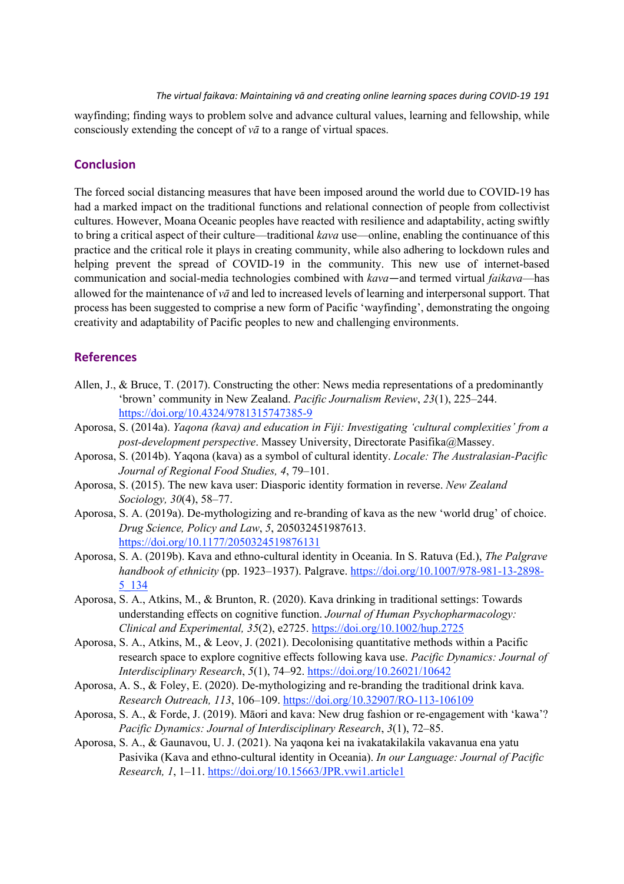wayfinding; finding ways to problem solve and advance cultural values, learning and fellowship, while consciously extending the concept of *vā* to a range of virtual spaces.

## Conclusion

The forced social distancing measures that have been imposed around the world due to COVID-19 has had a marked impact on the traditional functions and relational connection of people from collectivist cultures. However, Moana Oceanic peoples have reacted with resilience and adaptability, acting swiftly to bring a critical aspect of their culture—traditional *kava* use—online, enabling the continuance of this practice and the critical role it plays in creating community, while also adhering to lockdown rules and helping prevent the spread of COVID-19 in the community. This new use of internet-based communication and social-media technologies combined with *kava*—and termed virtual *faikava*—has allowed for the maintenance of *vā* and led to increased levels of learning and interpersonal support. That process has been suggested to comprise a new form of Pacific 'wayfinding', demonstrating the ongoing creativity and adaptability of Pacific peoples to new and challenging environments.

## References

Allen, J., & Bruce, T. (2017). Constructing the other: News media representations of a predominantly 'brown' community in New Zealand. *Pacific Journalism Review*, *23*(1), 225–244. https://doi.org/10.4324/9781315747385-9

Aporosa, S. (2014a). *Yaqona (kava) and education in Fiji: Investigating 'cultural complexities' from a post-development perspective*. Massey University, Directorate Pasifika@Massey.

Aporosa, S. (2014b). Yaqona (kava) as a symbol of cultural identity. *Locale: The Australasian-Pacific Journal of Regional Food Studies, 4*, 79–101.

Aporosa, S. (2015). The new kava user: Diasporic identity formation in reverse. *New Zealand Sociology, 30*(4), 58–77.

Aporosa, S. A. (2019a). De-mythologizing and re-branding of kava as the new 'world drug' of choice. *Drug Science, Policy and Law*, *5*, 205032451987613. https://doi.org/10.1177/2050324519876131

Aporosa, S. A. (2019b). Kava and ethno-cultural identity in Oceania. In S. Ratuva (Ed.), *The Palgrave handbook of ethnicity* (pp. 1923–1937). Palgrave. https://doi.org/10.1007/978-981-13-2898-5_134

Aporosa, S. A., Atkins, M., & Brunton, R. (2020). Kava drinking in traditional settings: Towards understanding effects on cognitive function. *Journal of Human Psychopharmacology: Clinical and Experimental, 35*(2), e2725. https://doi.org/10.1002/hup.2725

Aporosa, S. A., Atkins, M., & Leov, J. (2021). Decolonising quantitative methods within a Pacific research space to explore cognitive effects following kava use. *Pacific Dynamics: Journal of Interdisciplinary Research*, *5*(1), 74–92. https://doi.org/10.26021/10642

Aporosa, A. S., & Foley, E. (2020). De-mythologizing and re-branding the traditional drink kava. *Research Outreach, 113*, 106–109. https://doi.org/10.32907/RO-113-106109

Aporosa, S. A., & Forde, J. (2019). Māori and kava: New drug fashion or re-engagement with 'kawa'? *Pacific Dynamics: Journal of Interdisciplinary Research*, *3*(1), 72–85.

Aporosa, S. A., & Gaunavou, U. J. (2021). Na yaqona kei na ivakatakilakila vakavanua ena yatu Pasivika (Kava and ethno-cultural identity in Oceania). *In our Language: Journal of Pacific Research, 1*, 1–11. https://doi.org/10.15663/JPR.vwi1.article1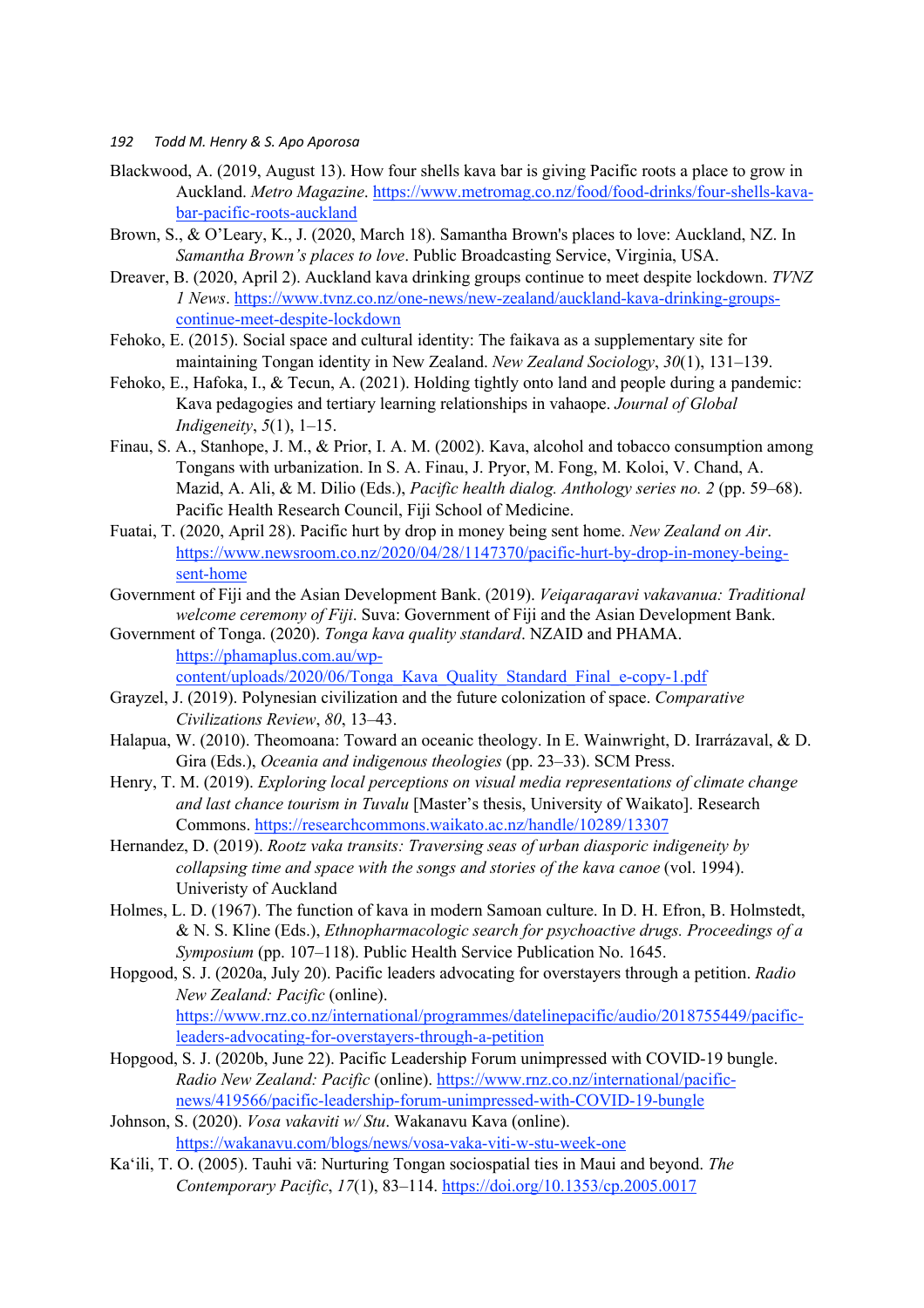Blackwood, A. (2019, August 13). How four shells kava bar is giving Pacific roots a place to grow in Auckland. *Metro Magazine*. https://www.metromag.co.nz/food/food-drinks/four-shells-kava-bar-pacific-roots-auckland

Brown, S., & O'Leary, K., J. (2020, March 18). Samantha Brown's places to love: Auckland, NZ. In *Samantha Brown's places to love*. Public Broadcasting Service, Virginia, USA.

Dreaver, B. (2020, April 2). Auckland kava drinking groups continue to meet despite lockdown. *TVNZ 1 News*. https://www.tvnz.co.nz/one-news/new-zealand/auckland-kava-drinking-groups-continue-meet-despite-lockdown

Fehoko, E. (2015). Social space and cultural identity: The faikava as a supplementary site for maintaining Tongan identity in New Zealand. *New Zealand Sociology*, *30*(1), 131–139.

Fehoko, E., Hafoka, I., & Tecun, A. (2021). Holding tightly onto land and people during a pandemic: Kava pedagogies and tertiary learning relationships in vahaope. *Journal of Global Indigeneity*, *5*(1), 1–15.

Finau, S. A., Stanhope, J. M., & Prior, I. A. M. (2002). Kava, alcohol and tobacco consumption among Tongans with urbanization. In S. A. Finau, J. Pryor, M. Fong, M. Koloi, V. Chand, A. Mazid, A. Ali, & M. Dilio (Eds.), *Pacific health dialog. Anthology series no. 2* (pp. 59–68). Pacific Health Research Council, Fiji School of Medicine.

Fuatai, T. (2020, April 28). Pacific hurt by drop in money being sent home. *New Zealand on Air*. https://www.newsroom.co.nz/2020/04/28/1147370/pacific-hurt-by-drop-in-money-being-sent-home

Government of Fiji and the Asian Development Bank. (2019). *Veiqaraqaravi vakavanua: Traditional welcome ceremony of Fiji*. Suva: Government of Fiji and the Asian Development Bank.

Government of Tonga. (2020). *Tonga kava quality standard*. NZAID and PHAMA. https://phamaplus.com.au/wp-content/uploads/2020/06/Tonga_Kava_Quality_Standard_Final_e-copy-1.pdf

Grayzel, J. (2019). Polynesian civilization and the future colonization of space. *Comparative Civilizations Review*, *80*, 13–43.

Halapua, W. (2010). Theomoana: Toward an oceanic theology. In E. Wainwright, D. Irarrázaval, & D. Gira (Eds.), *Oceania and indigenous theologies* (pp. 23–33). SCM Press.

Henry, T. M. (2019). *Exploring local perceptions on visual media representations of climate change and last chance tourism in Tuvalu* [Master's thesis, University of Waikato]. Research Commons. https://researchcommons.waikato.ac.nz/handle/10289/13307

Hernandez, D. (2019). *Rootz vaka transits: Traversing seas of urban diasporic indigeneity by collapsing time and space with the songs and stories of the kava canoe* (vol. 1994). Univeristy of Auckland

Holmes, L. D. (1967). The function of kava in modern Samoan culture. In D. H. Efron, B. Holmstedt, & N. S. Kline (Eds.), *Ethnopharmacologic search for psychoactive drugs. Proceedings of a Symposium* (pp. 107–118). Public Health Service Publication No. 1645.

Hopgood, S. J. (2020a, July 20). Pacific leaders advocating for overstayers through a petition. *Radio New Zealand: Pacific* (online). https://www.rnz.co.nz/international/programmes/datelinepacific/audio/2018755449/pacific-leaders-advocating-for-overstayers-through-a-petition

Hopgood, S. J. (2020b, June 22). Pacific Leadership Forum unimpressed with COVID-19 bungle. *Radio New Zealand: Pacific* (online). https://www.rnz.co.nz/international/pacific-news/419566/pacific-leadership-unimpressed-with-COVID-19-bungle

Johnson, S. (2020). *Vosa vakaviti w/ Stu*. Wakanavu Kava (online). https://wakanavu.com/blogs/news/vosa-vaka-viti-w-stu-week-one

Ka'ili, T. O. (2005). Tauhi vā: Nurturing Tongan sociospatial ties in Maui and beyond. *The Contemporary Pacific*, *17*(1), 83–114. https://doi.org/10.1353/cp.2005.0017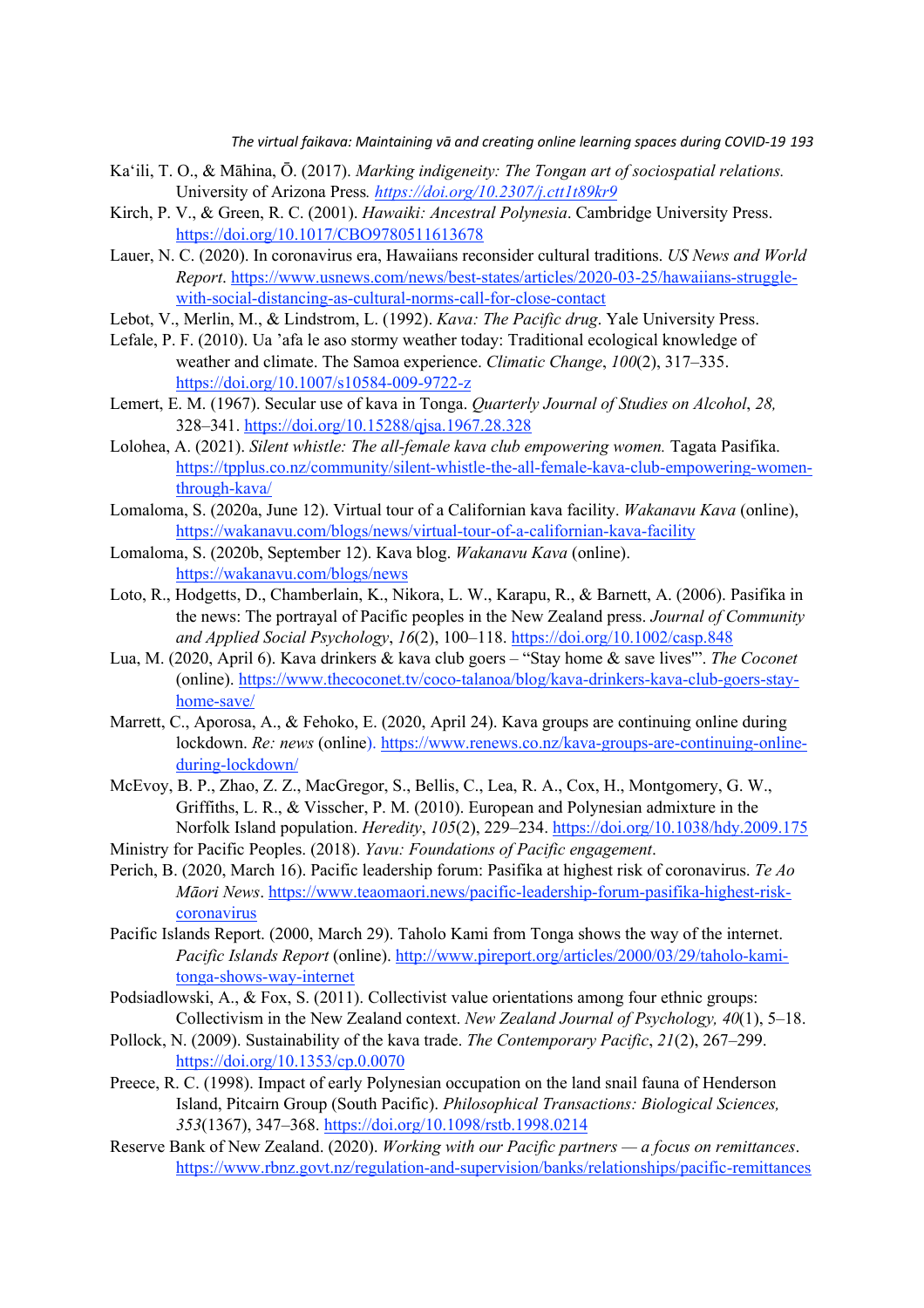Ka'ili, T. O., & Māhina, Ō. (2017). *Marking indigeneity: The Tongan art of sociospatial relations.* University of Arizona Press*.* *https://doi.org/10.2307/j.ctt1t89kr9*

Kirch, P. V., & Green, R. C. (2001). *Hawaiki: Ancestral Polynesia*. Cambridge University Press. https://doi.org/10.1017/CBO9780511613678

Lauer, N. C. (2020). In coronavirus era, Hawaiians reconsider cultural traditions. *US News and World Report*. https://www.usnews.com/news/best-states/articles/2020-03-25/hawaiians-struggle-with-social-distancing-as-cultural-norms-call-for-close-contact

Lebot, V., Merlin, M., & Lindstrom, L. (1992). *Kava: The Pacific drug*. Yale University Press.

Lefale, P. F. (2010). Ua 'afa le aso stormy weather today: Traditional ecological knowledge of weather and climate. The Samoa experience. *Climatic Change*, *100*(2), 317–335. https://doi.org/10.1007/s10584-009-9722-z

Lemert, E. M. (1967). Secular use of kava in Tonga. *Quarterly Journal of Studies on Alcohol*, *28,* 328–341. https://doi.org/10.15288/qjsa.1967.28.328

Lolohea, A. (2021). *Silent whistle: The all-female kava club empowering women.* Tagata Pasifika. https://tpplus.co.nz/community/silent-whistle-the-all-female-kava-club-empowering-women-through-kava/

Lomaloma, S. (2020a, June 12). Virtual tour of a Californian kava facility. *Wakanavu Kava* (online), https://wakanavu.com/blogs/news/virtual-tour-of-a-californian-kava-facility

Lomaloma, S. (2020b, September 12). Kava blog. *Wakanavu Kava* (online). https://wakanavu.com/blogs/news

Loto, R., Hodgetts, D., Chamberlain, K., Nikora, L. W., Karapu, R., & Barnett, A. (2006). Pasifika in the news: The portrayal of Pacific peoples in the New Zealand press. *Journal of Community and Applied Social Psychology*, *16*(2), 100–118. https://doi.org/10.1002/casp.848

Lua, M. (2020, April 6). Kava drinkers & kava club goers – "Stay home & save lives'". *The Coconet* (online). https://www.thecoconet.tv/coco-talanoa/blog/kava-drinkers-kava-club-goers-stay-home-save/

Marrett, C., Aporosa, A., & Fehoko, E. (2020, April 24). Kava groups are continuing online during lockdown. *Re: news* (online). https://www.renews.co.nz/kava-groups-are-continuing-online-during-lockdown/

McEvoy, B. P., Zhao, Z. Z., MacGregor, S., Bellis, C., Lea, R. A., Cox, H., Montgomery, G. W., Griffiths, L. R., & Visscher, P. M. (2010). European and Polynesian admixture in the Norfolk Island population. *Heredity*, *105*(2), 229–234. https://doi.org/10.1038/hdy.2009.175

Ministry for Pacific Peoples. (2018). *Yavu: Foundations of Pacific engagement*.

Perich, B. (2020, March 16). Pacific leadership forum: Pasifika at highest risk of coronavirus. *Te Ao Māori News*. https://www.teaomaori.news/pacific-leadership-forum-pasifika-highest-risk-coronavirus

Pacific Islands Report. (2000, March 29). Taholo Kami from Tonga shows the way of the internet. *Pacific Islands Report* (online). http://www.pireport.org/articles/2000/03/29/taholo-kami-tonga-shows-way-internet

Podsiadlowski, A., & Fox, S. (2011). Collectivist value orientations among four ethnic groups: Collectivism in the New Zealand context. *New Zealand Journal of Psychology, 40*(1), 5–18.

Pollock, N. (2009). Sustainability of the kava trade. *The Contemporary Pacific*, *21*(2), 267–299. https://doi.org/10.1353/cp.0.0070

Preece, R. C. (1998). Impact of early Polynesian occupation on the land snail fauna of Henderson Island, Pitcairn Group (South Pacific). *Philosophical Transactions: Biological Sciences, 353*(1367), 347–368. https://doi.org/10.1098/rstb.1998.0214

Reserve Bank of New Zealand. (2020). *Working with our Pacific partners — a focus on remittances*. https://www.rbnz.govt.nz/regulation-and-supervision/banks/relationships/pacific-remittances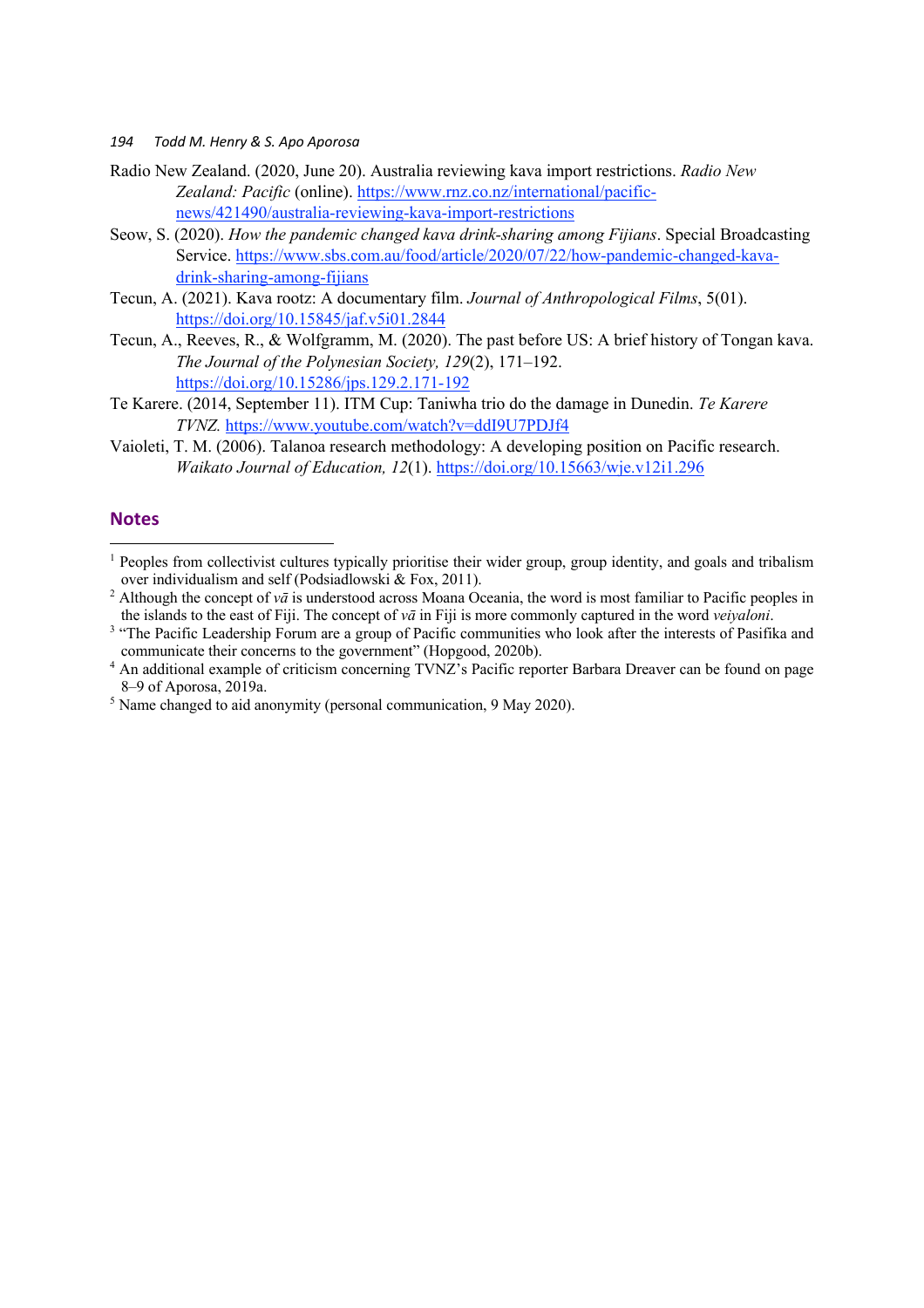Radio New Zealand. (2020, June 20). Australia reviewing kava import restrictions. *Radio New Zealand: Pacific* (online). https://www.rnz.co.nz/international/pacific-news/421490/australia-reviewing-kava-import-restrictions

Seow, S. (2020). *How the pandemic changed kava drink-sharing among Fijians*. Special Broadcasting Service. https://www.sbs.com.au/food/article/2020/07/22/how-pandemic-changed-kava-drink-sharing-among-fijians

Tecun, A. (2021). Kava rootz: A documentary film. *Journal of Anthropological Films*, 5(01). https://doi.org/10.15845/jaf.v5i01.2844

Tecun, A., Reeves, R., & Wolfgramm, M. (2020). The past before US: A brief history of Tongan kava. *The Journal of the Polynesian Society, 129*(2), 171–192. https://doi.org/10.15286/jps.129.2.171-192

Te Karere. (2014, September 11). ITM Cup: Taniwha trio do the damage in Dunedin. *Te Karere TVNZ.* https://www.youtube.com/watch?v=ddI9U7PDJf4

Vaioleti, T. M. (2006). Talanoa research methodology: A developing position on Pacific research. *Waikato Journal of Education, 12*(1). https://doi.org/10.15663/wje.v12i1.296

## Notes

[1] Peoples from collectivist cultures typically prioritise their wider group, group identity, and goals and tribalism over individualism and self (Podsiadlowski & Fox, 2011).

[2] Although the concept of *vā* is understood across Moana Oceania, the word is most familiar to Pacific peoples in the islands to the east of Fiji. The concept of *vā* in Fiji is more commonly captured in the word *veiyaloni*.

[3] "The Pacific Leadership Forum are a group of Pacific communities who look after the interests of Pasifika and communicate their concerns to the government" (Hopgood, 2020b).

[4] An additional example of criticism concerning TVNZ's Pacific reporter Barbara Dreaver can be found on page 8–9 of Aporosa, 2019a.

[5] Name changed to aid anonymity (personal communication, 9 May 2020).